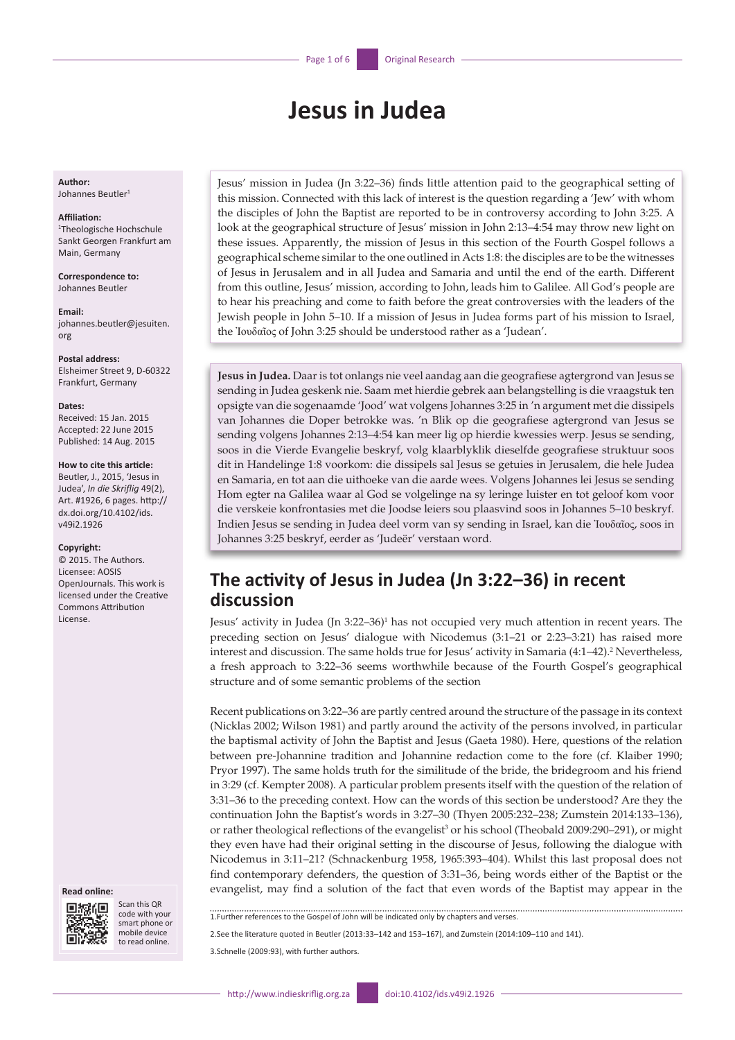# Jesus in Judea

**Author:**
Johannes Beutler[1]

**Affiliation:**
[1]Theologische Hochschule Sankt Georgen Frankfurt am Main, Germany

**Correspondence to:**
Johannes Beutler

**Email:**
johannes.beutler@jesuiten.org

**Postal address:**
Elsheimer Street 9, D-60322 Frankfurt, Germany

**Dates:**
Received: 15 Jan. 2015
Accepted: 22 June 2015
Published: 14 Aug. 2015

**How to cite this article:**
Beutler, J., 2015, 'Jesus in Judea', *In die Skriflig* 49(2), Art. #1926, 6 pages. http://dx.doi.org/10.4102/ids.v49i2.1926

**Copyright:**
© 2015. The Authors. Licensee: AOSIS OpenJournals. This work is licensed under the Creative Commons Attribution License.

Jesus' mission in Judea (Jn 3:22–36) finds little attention paid to the geographical setting of this mission. Connected with this lack of interest is the question regarding a 'Jew' with whom the disciples of John the Baptist are reported to be in controversy according to John 3:25. A look at the geographical structure of Jesus' mission in John 2:13–4:54 may throw new light on these issues. Apparently, the mission of Jesus in this section of the Fourth Gospel follows a geographical scheme similar to the one outlined in Acts 1:8: the disciples are to be the witnesses of Jesus in Jerusalem and in all Judea and Samaria and until the end of the earth. Different from this outline, Jesus' mission, according to John, leads him to Galilee. All God's people are to hear his preaching and come to faith before the great controversies with the leaders of the Jewish people in John 5–10. If a mission of Jesus in Judea forms part of his mission to Israel, the Ἰουδαῖος of John 3:25 should be understood rather as a 'Judean'.

**Jesus in Judea.** Daar is tot onlangs nie veel aandag aan die geografiese agtergrond van Jesus se sending in Judea geskenk nie. Saam met hierdie gebrek aan belangstelling is die vraagstuk ten opsigte van die sogenaamde 'Jood' wat volgens Johannes 3:25 in 'n argument met die dissipels van Johannes die Doper betrokke was. 'n Blik op die geografiese agtergrond van Jesus se sending volgens Johannes 2:13–4:54 kan meer lig op hierdie kwessies werp. Jesus se sending, soos in die Vierde Evangelie beskryf, volg klaarblyklik dieselfde geografiese struktuur soos dit in Handelinge 1:8 voorkom: die dissipels sal Jesus se getuies in Jerusalem, die hele Judea en Samaria, en tot aan die uithoeke van die aarde wees. Volgens Johannes lei Jesus se sending Hom egter na Galilea waar al God se volgelinge na sy leringe luister en tot geloof kom voor die verskeie konfrontasies met die Joodse leiers sou plaasvind soos in Johannes 5–10 beskryf. Indien Jesus se sending in Judea deel vorm van sy sending in Israel, kan die Ἰουδαῖος, soos in Johannes 3:25 beskryf, eerder as 'Judeër' verstaan word.

## The activity of Jesus in Judea (Jn 3:22–36) in recent discussion

Jesus' activity in Judea (Jn 3:22–36)[1] has not occupied very much attention in recent years. The preceding section on Jesus' dialogue with Nicodemus (3:1–21 or 2:23–3:21) has raised more interest and discussion. The same holds true for Jesus' activity in Samaria (4:1–42).[2] Nevertheless, a fresh approach to 3:22–36 seems worthwhile because of the Fourth Gospel's geographical structure and of some semantic problems of the section

Recent publications on 3:22–36 are partly centred around the structure of the passage in its context (Nicklas 2002; Wilson 1981) and partly around the activity of the persons involved, in particular the baptismal activity of John the Baptist and Jesus (Gaeta 1980). Here, questions of the relation between pre-Johannine tradition and Johannine redaction come to the fore (cf. Klaiber 1990; Pryor 1997). The same holds truth for the similitude of the bride, the bridegroom and his friend in 3:29 (cf. Kempter 2008). A particular problem presents itself with the question of the relation of 3:31–36 to the preceding context. How can the words of this section be understood? Are they the continuation John the Baptist's words in 3:27–30 (Thyen 2005:232–238; Zumstein 2014:133–136), or rather theological reflections of the evangelist[3] or his school (Theobald 2009:290–291), or might they even have had their original setting in the discourse of Jesus, following the dialogue with Nicodemus in 3:11–21? (Schnackenburg 1958, 1965:393–404). Whilst this last proposal does not find contemporary defenders, the question of 3:31–36, being words either of the Baptist or the evangelist, may find a solution of the fact that even words of the Baptist may appear in the

1. Further references to the Gospel of John will be indicated only by chapters and verses.

2. See the literature quoted in Beutler (2013:33–142 and 153–167), and Zumstein (2014:109–110 and 141).

3. Schnelle (2009:93), with further authors.

Read online: Scan this QR code with your smart phone or mobile device to read online.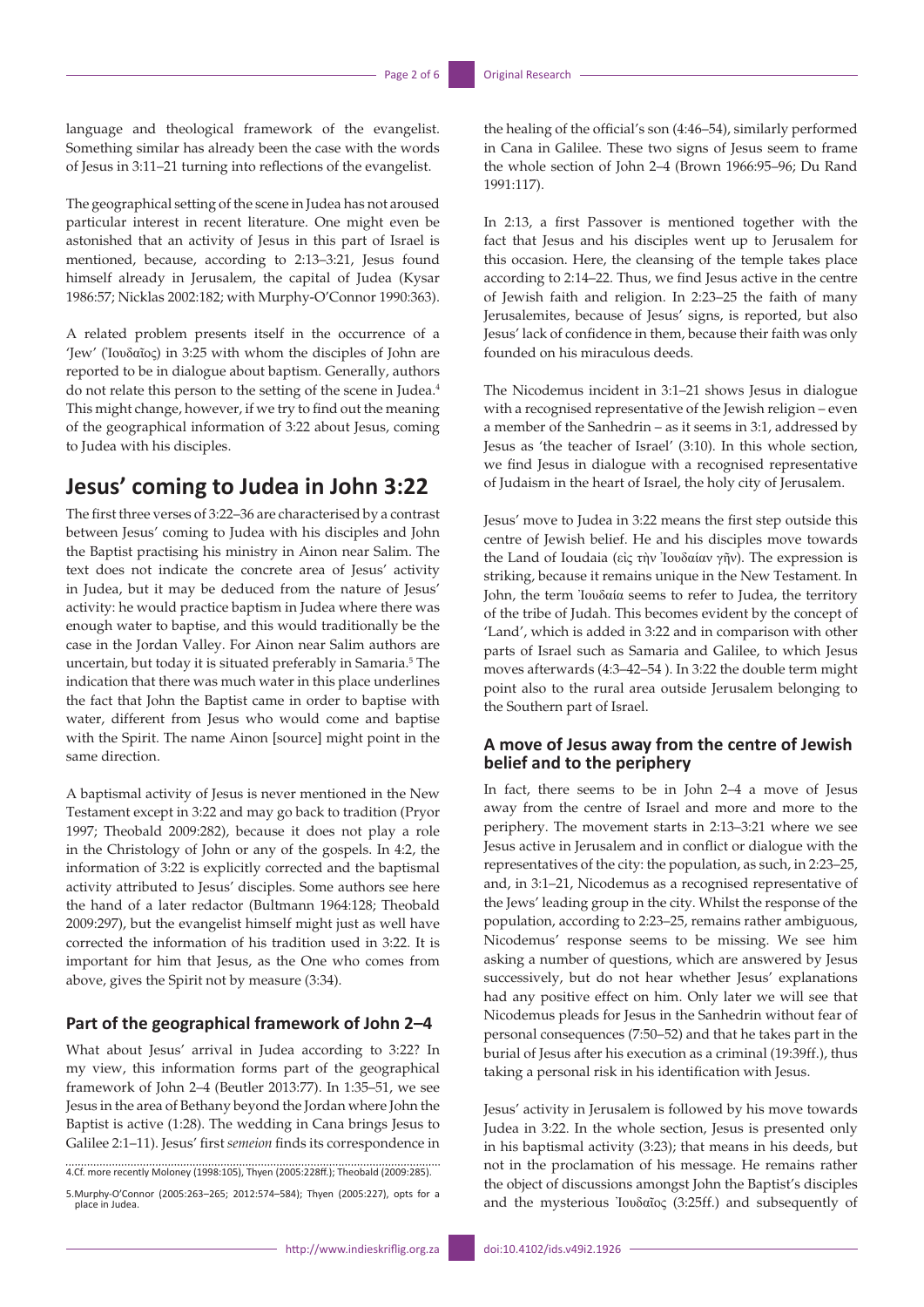language and theological framework of the evangelist. Something similar has already been the case with the words of Jesus in 3:11–21 turning into reflections of the evangelist.

The geographical setting of the scene in Judea has not aroused particular interest in recent literature. One might even be astonished that an activity of Jesus in this part of Israel is mentioned, because, according to 2:13–3:21, Jesus found himself already in Jerusalem, the capital of Judea (Kysar 1986:57; Nicklas 2002:182; with Murphy-O'Connor 1990:363).

A related problem presents itself in the occurrence of a 'Jew' (Ἰουδαῖος) in 3:25 with whom the disciples of John are reported to be in dialogue about baptism. Generally, authors do not relate this person to the setting of the scene in Judea.[4] This might change, however, if we try to find out the meaning of the geographical information of 3:22 about Jesus, coming to Judea with his disciples.

## Jesus' coming to Judea in John 3:22

The first three verses of 3:22–36 are characterised by a contrast between Jesus' coming to Judea with his disciples and John the Baptist practising his ministry in Ainon near Salim. The text does not indicate the concrete area of Jesus' activity in Judea, but it may be deduced from the nature of Jesus' activity: he would practice baptism in Judea where there was enough water to baptise, and this would traditionally be the case in the Jordan Valley. For Ainon near Salim authors are uncertain, but today it is situated preferably in Samaria.[5] The indication that there was much water in this place underlines the fact that John the Baptist came in order to baptise with water, different from Jesus who would come and baptise with the Spirit. The name Ainon [source] might point in the same direction.

A baptismal activity of Jesus is never mentioned in the New Testament except in 3:22 and may go back to tradition (Pryor 1997; Theobald 2009:282), because it does not play a role in the Christology of John or any of the gospels. In 4:2, the information of 3:22 is explicitly corrected and the baptismal activity attributed to Jesus' disciples. Some authors see here the hand of a later redactor (Bultmann 1964:128; Theobald 2009:297), but the evangelist himself might just as well have corrected the information of his tradition used in 3:22. It is important for him that Jesus, as the One who comes from above, gives the Spirit not by measure (3:34).

### Part of the geographical framework of John 2–4

What about Jesus' arrival in Judea according to 3:22? In my view, this information forms part of the geographical framework of John 2–4 (Beutler 2013:77). In 1:35–51, we see Jesus in the area of Bethany beyond the Jordan where John the Baptist is active (1:28). The wedding in Cana brings Jesus to Galilee 2:1–11). Jesus' first *semeion* finds its correspondence in the healing of the official's son (4:46–54), similarly performed in Cana in Galilee. These two signs of Jesus seem to frame the whole section of John 2–4 (Brown 1966:95–96; Du Rand 1991:117).

In 2:13, a first Passover is mentioned together with the fact that Jesus and his disciples went up to Jerusalem for this occasion. Here, the cleansing of the temple takes place according to 2:14–22. Thus, we find Jesus active in the centre of Jewish faith and religion. In 2:23–25 the faith of many Jerusalemites, because of Jesus' signs, is reported, but also Jesus' lack of confidence in them, because their faith was only founded on his miraculous deeds.

The Nicodemus incident in 3:1–21 shows Jesus in dialogue with a recognised representative of the Jewish religion – even a member of the Sanhedrin – as it seems in 3:1, addressed by Jesus as 'the teacher of Israel' (3:10). In this whole section, we find Jesus in dialogue with a recognised representative of Judaism in the heart of Israel, the holy city of Jerusalem.

Jesus' move to Judea in 3:22 means the first step outside this centre of Jewish belief. He and his disciples move towards the Land of Ioudaia (εἰς τὴν Ἰουδαίαν γῆν). The expression is striking, because it remains unique in the New Testament. In John, the term Ἰουδαία seems to refer to Judea, the territory of the tribe of Judah. This becomes evident by the concept of 'Land', which is added in 3:22 and in comparison with other parts of Israel such as Samaria and Galilee, to which Jesus moves afterwards (4:3–42–54 ). In 3:22 the double term might point also to the rural area outside Jerusalem belonging to the Southern part of Israel.

### A move of Jesus away from the centre of Jewish belief and to the periphery

In fact, there seems to be in John 2–4 a move of Jesus away from the centre of Israel and more and more to the periphery. The movement starts in 2:13–3:21 where we see Jesus active in Jerusalem and in conflict or dialogue with the representatives of the city: the population, as such, in 2:23–25, and, in 3:1–21, Nicodemus as a recognised representative of the Jews' leading group in the city. Whilst the response of the population, according to 2:23–25, remains rather ambiguous, Nicodemus' response seems to be missing. We see him asking a number of questions, which are answered by Jesus successively, but do not hear whether Jesus' explanations had any positive effect on him. Only later we will see that Nicodemus pleads for Jesus in the Sanhedrin without fear of personal consequences (7:50–52) and that he takes part in the burial of Jesus after his execution as a criminal (19:39ff.), thus taking a personal risk in his identification with Jesus.

Jesus' activity in Jerusalem is followed by his move towards Judea in 3:22. In the whole section, Jesus is presented only in his baptismal activity (3:23); that means in his deeds, but not in the proclamation of his message. He remains rather the object of discussions amongst John the Baptist's disciples and the mysterious Ἰουδαῖος (3:25ff.) and subsequently of

4.Cf. more recently Moloney (1998:105), Thyen (2005:228ff.); Theobald (2009:285).

5.Murphy-O'Connor (2005:263–265; 2012:574–584); Thyen (2005:227), opts for a place in Judea.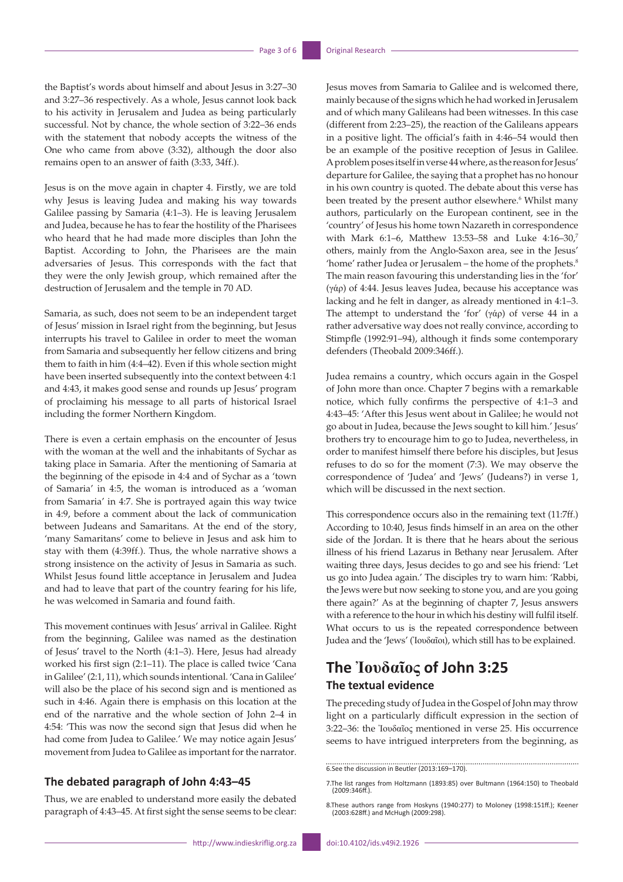the Baptist's words about himself and about Jesus in 3:27–30 and 3:27–36 respectively. As a whole, Jesus cannot look back to his activity in Jerusalem and Judea as being particularly successful. Not by chance, the whole section of 3:22–36 ends with the statement that nobody accepts the witness of the One who came from above (3:32), although the door also remains open to an answer of faith (3:33, 34ff.).

Jesus is on the move again in chapter 4. Firstly, we are told why Jesus is leaving Judea and making his way towards Galilee passing by Samaria (4:1–3). He is leaving Jerusalem and Judea, because he has to fear the hostility of the Pharisees who heard that he had made more disciples than John the Baptist. According to John, the Pharisees are the main adversaries of Jesus. This corresponds with the fact that they were the only Jewish group, which remained after the destruction of Jerusalem and the temple in 70 AD.

Samaria, as such, does not seem to be an independent target of Jesus' mission in Israel right from the beginning, but Jesus interrupts his travel to Galilee in order to meet the woman from Samaria and subsequently her fellow citizens and bring them to faith in him (4:4–42). Even if this whole section might have been inserted subsequently into the context between 4:1 and 4:43, it makes good sense and rounds up Jesus' program of proclaiming his message to all parts of historical Israel including the former Northern Kingdom.

There is even a certain emphasis on the encounter of Jesus with the woman at the well and the inhabitants of Sychar as taking place in Samaria. After the mentioning of Samaria at the beginning of the episode in 4:4 and of Sychar as a 'town of Samaria' in 4:5, the woman is introduced as a 'woman from Samaria' in 4:7. She is portrayed again this way twice in 4:9, before a comment about the lack of communication between Judeans and Samaritans. At the end of the story, 'many Samaritans' come to believe in Jesus and ask him to stay with them (4:39ff.). Thus, the whole narrative shows a strong insistence on the activity of Jesus in Samaria as such. Whilst Jesus found little acceptance in Jerusalem and Judea and had to leave that part of the country fearing for his life, he was welcomed in Samaria and found faith.

This movement continues with Jesus' arrival in Galilee. Right from the beginning, Galilee was named as the destination of Jesus' travel to the North (4:1–3). Here, Jesus had already worked his first sign (2:1–11). The place is called twice 'Cana in Galilee' (2:1, 11), which sounds intentional. 'Cana in Galilee' will also be the place of his second sign and is mentioned as such in 4:46. Again there is emphasis on this location at the end of the narrative and the whole section of John 2–4 in 4:54: 'This was now the second sign that Jesus did when he had come from Judea to Galilee.' We may notice again Jesus' movement from Judea to Galilee as important for the narrator.

### The debated paragraph of John 4:43–45

Thus, we are enabled to understand more easily the debated paragraph of 4:43–45. At first sight the sense seems to be clear: Jesus moves from Samaria to Galilee and is welcomed there, mainly because of the signs which he had worked in Jerusalem and of which many Galileans had been witnesses. In this case (different from 2:23–25), the reaction of the Galileans appears in a positive light. The official's faith in 4:46–54 would then be an example of the positive reception of Jesus in Galilee. A problem poses itself in verse 44 where, as the reason for Jesus' departure for Galilee, the saying that a prophet has no honour in his own country is quoted. The debate about this verse has been treated by the present author elsewhere.[6] Whilst many authors, particularly on the European continent, see in the 'country' of Jesus his home town Nazareth in correspondence with Mark 6:1–6, Matthew 13:53–58 and Luke 4:16–30,[7] others, mainly from the Anglo-Saxon area, see in the Jesus' 'home' rather Judea or Jerusalem – the home of the prophets.[8] The main reason favouring this understanding lies in the 'for' (γάρ) of 4:44. Jesus leaves Judea, because his acceptance was lacking and he felt in danger, as already mentioned in 4:1–3. The attempt to understand the 'for' (γάρ) of verse 44 in a rather adversative way does not really convince, according to Stimpfle (1992:91–94), although it finds some contemporary defenders (Theobald 2009:346ff.).

Judea remains a country, which occurs again in the Gospel of John more than once. Chapter 7 begins with a remarkable notice, which fully confirms the perspective of 4:1–3 and 4:43–45: 'After this Jesus went about in Galilee; he would not go about in Judea, because the Jews sought to kill him.' Jesus' brothers try to encourage him to go to Judea, nevertheless, in order to manifest himself there before his disciples, but Jesus refuses to do so for the moment (7:3). We may observe the correspondence of 'Judea' and 'Jews' (Judeans?) in verse 1, which will be discussed in the next section.

This correspondence occurs also in the remaining text (11:7ff.) According to 10:40, Jesus finds himself in an area on the other side of the Jordan. It is there that he hears about the serious illness of his friend Lazarus in Bethany near Jerusalem. After waiting three days, Jesus decides to go and see his friend: 'Let us go into Judea again.' The disciples try to warn him: 'Rabbi, the Jews were but now seeking to stone you, and are you going there again?' As at the beginning of chapter 7, Jesus answers with a reference to the hour in which his destiny will fulfil itself. What occurs to us is the repeated correspondence between Judea and the 'Jews' (Ἰουδαῖοι), which still has to be explained.

## The Ἰουδαῖος of John 3:25

### The textual evidence

The preceding study of Judea in the Gospel of John may throw light on a particularly difficult expression in the section of 3:22–36: the Ἰουδαῖος mentioned in verse 25. His occurrence seems to have intrigued interpreters from the beginning, as

6. See the discussion in Beutler (2013:169–170).

7. The list ranges from Holtzmann (1893:85) over Bultmann (1964:150) to Theobald (2009:346ff.).

8. These authors range from Hoskyns (1940:277) to Moloney (1998:151ff.); Keener (2003:628ff.) and McHugh (2009:298).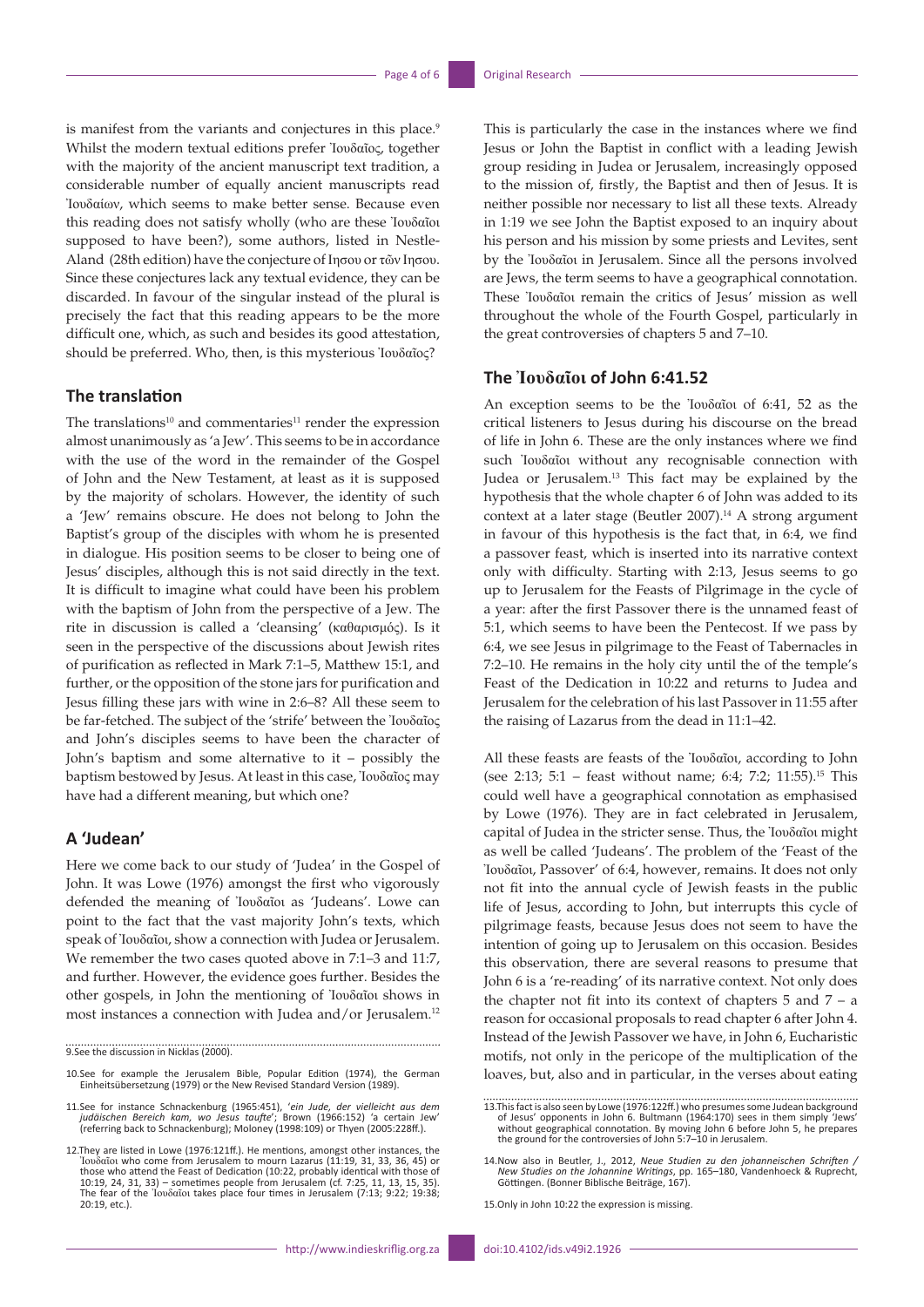is manifest from the variants and conjectures in this place.[9] Whilst the modern textual editions prefer Ἰουδαῖος, together with the majority of the ancient manuscript text tradition, a considerable number of equally ancient manuscripts read Ἰουδαίων, which seems to make better sense. Because even this reading does not satisfy wholly (who are these Ἰουδαῖοι supposed to have been?), some authors, listed in Nestle-Aland (28th edition) have the conjecture of Ιησου or τῶν Ιησου. Since these conjectures lack any textual evidence, they can be discarded. In favour of the singular instead of the plural is precisely the fact that this reading appears to be the more difficult one, which, as such and besides its good attestation, should be preferred. Who, then, is this mysterious Ἰουδαῖος?

## The translation

The translations[10] and commentaries[11] render the expression almost unanimously as 'a Jew'. This seems to be in accordance with the use of the word in the remainder of the Gospel of John and the New Testament, at least as it is supposed by the majority of scholars. However, the identity of such a 'Jew' remains obscure. He does not belong to John the Baptist's group of the disciples with whom he is presented in dialogue. His position seems to be closer to being one of Jesus' disciples, although this is not said directly in the text. It is difficult to imagine what could have been his problem with the baptism of John from the perspective of a Jew. The rite in discussion is called a 'cleansing' (καθαρισμός). Is it seen in the perspective of the discussions about Jewish rites of purification as reflected in Mark 7:1–5, Matthew 15:1, and further, or the opposition of the stone jars for purification and Jesus filling these jars with wine in 2:6–8? All these seem to be far-fetched. The subject of the 'strife' between the Ἰουδαῖος and John's disciples seems to have been the character of John's baptism and some alternative to it – possibly the baptism bestowed by Jesus. At least in this case, Ἰουδαῖος may have had a different meaning, but which one?

## A 'Judean'

Here we come back to our study of 'Judea' in the Gospel of John. It was Lowe (1976) amongst the first who vigorously defended the meaning of Ἰουδαῖοι as 'Judeans'. Lowe can point to the fact that the vast majority John's texts, which speak of Ἰουδαῖοι, show a connection with Judea or Jerusalem. We remember the two cases quoted above in 7:1–3 and 11:7, and further. However, the evidence goes further. Besides the other gospels, in John the mentioning of Ἰουδαῖοι shows in most instances a connection with Judea and/or Jerusalem.[12]

This is particularly the case in the instances where we find Jesus or John the Baptist in conflict with a leading Jewish group residing in Judea or Jerusalem, increasingly opposed to the mission of, firstly, the Baptist and then of Jesus. It is neither possible nor necessary to list all these texts. Already in 1:19 we see John the Baptist exposed to an inquiry about his person and his mission by some priests and Levites, sent by the Ἰουδαῖοι in Jerusalem. Since all the persons involved are Jews, the term seems to have a geographical connotation. These Ἰουδαῖοι remain the critics of Jesus' mission as well throughout the whole of the Fourth Gospel, particularly in the great controversies of chapters 5 and 7–10.

## The Ἰουδαῖοι of John 6:41.52

An exception seems to be the Ἰουδαῖοι of 6:41, 52 as the critical listeners to Jesus during his discourse on the bread of life in John 6. These are the only instances where we find such Ἰουδαῖοι without any recognisable connection with Judea or Jerusalem.[13] This fact may be explained by the hypothesis that the whole chapter 6 of John was added to its context at a later stage (Beutler 2007).[14] A strong argument in favour of this hypothesis is the fact that, in 6:4, we find a passover feast, which is inserted into its narrative context only with difficulty. Starting with 2:13, Jesus seems to go up to Jerusalem for the Feasts of Pilgrimage in the cycle of a year: after the first Passover there is the unnamed feast of 5:1, which seems to have been the Pentecost. If we pass by 6:4, we see Jesus in pilgrimage to the Feast of Tabernacles in 7:2–10. He remains in the holy city until the of the temple's Feast of the Dedication in 10:22 and returns to Judea and Jerusalem for the celebration of his last Passover in 11:55 after the raising of Lazarus from the dead in 11:1–42.

All these feasts are feasts of the Ἰουδαῖοι, according to John (see 2:13; 5:1 – feast without name; 6:4; 7:2; 11:55).[15] This could well have a geographical connotation as emphasised by Lowe (1976). They are in fact celebrated in Jerusalem, capital of Judea in the stricter sense. Thus, the Ἰουδαῖοι might as well be called 'Judeans'. The problem of the 'Feast of the Ἰουδαῖοι, Passover' of 6:4, however, remains. It does not only not fit into the annual cycle of Jewish feasts in the public life of Jesus, according to John, but interrupts this cycle of pilgrimage feasts, because Jesus does not seem to have the intention of going up to Jerusalem on this occasion. Besides this observation, there are several reasons to presume that John 6 is a 're-reading' of its narrative context. Not only does the chapter not fit into its context of chapters 5 and 7 – a reason for occasional proposals to read chapter 6 after John 4. Instead of the Jewish Passover we have, in John 6, Eucharistic motifs, not only in the pericope of the multiplication of the loaves, but, also and in particular, in the verses about eating

9. See the discussion in Nicklas (2000).

10. See for example the Jerusalem Bible, Popular Edition (1974), the German Einheitsübersetzung (1979) or the New Revised Standard Version (1989).

11. See for instance Schnackenburg (1965:451), '*ein Jude, der vielleicht aus dem judäischen Bereich kam, wo Jesus taufte*'; Brown (1966:152) 'a certain Jew' (referring back to Schnackenburg); Moloney (1998:109) or Thyen (2005:228ff.).

12. They are listed in Lowe (1976:121ff.). He mentions, amongst other instances, the Ἰουδαῖοι who come from Jerusalem to mourn Lazarus (11:19, 31, 33, 36, 45) or those who attend the Feast of Dedication (10:22, probably identical with those of 10:19, 24, 31, 33) – sometimes people from Jerusalem (cf. 7:25, 11, 13, 15, 35). The fear of the Ἰουδαῖοι takes place four times in Jerusalem (7:13; 9:22; 19:38; 20:19, etc.).

13. This fact is also seen by Lowe (1976:122ff.) who presumes some Judean background of Jesus' opponents in John 6. Bultmann (1964:170) sees in them simply 'Jews' without geographical connotation. By moving John 6 before John 5, he prepares the ground for the controversies of John 5:7–10 in Jerusalem.

14. Now also in Beutler, J., 2012, *Neue Studien zu den johanneischen Schriften / New Studies on the Johannine Writings*, pp. 165–180, Vandenhoeck & Ruprecht, Göttingen. (Bonner Biblische Beiträge, 167).

15. Only in John 10:22 the expression is missing.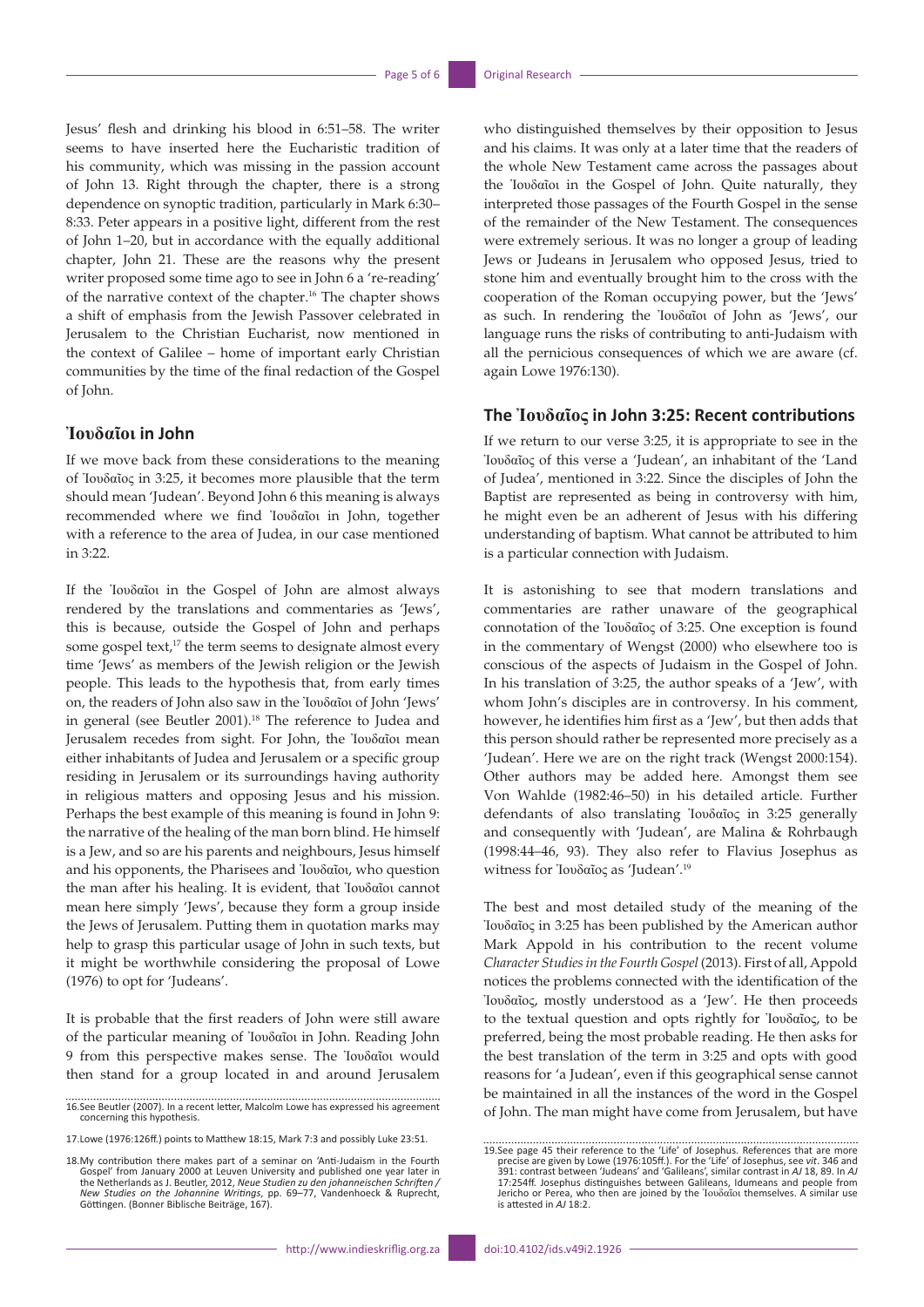Jesus' flesh and drinking his blood in 6:51–58. The writer seems to have inserted here the Eucharistic tradition of his community, which was missing in the passion account of John 13. Right through the chapter, there is a strong dependence on synoptic tradition, particularly in Mark 6:30–8:33. Peter appears in a positive light, different from the rest of John 1–20, but in accordance with the equally additional chapter, John 21. These are the reasons why the present writer proposed some time ago to see in John 6 a 're-reading' of the narrative context of the chapter.[16] The chapter shows a shift of emphasis from the Jewish Passover celebrated in Jerusalem to the Christian Eucharist, now mentioned in the context of Galilee – home of important early Christian communities by the time of the final redaction of the Gospel of John.

## Ἰουδαῖοι in John

If we move back from these considerations to the meaning of Ἰουδαῖος in 3:25, it becomes more plausible that the term should mean 'Judean'. Beyond John 6 this meaning is always recommended where we find Ἰουδαῖοι in John, together with a reference to the area of Judea, in our case mentioned in 3:22.

If the Ἰουδαῖοι in the Gospel of John are almost always rendered by the translations and commentaries as 'Jews', this is because, outside the Gospel of John and perhaps some gospel text,[17] the term seems to designate almost every time 'Jews' as members of the Jewish religion or the Jewish people. This leads to the hypothesis that, from early times on, the readers of John also saw in the Ἰουδαῖοι of John 'Jews' in general (see Beutler 2001).[18] The reference to Judea and Jerusalem recedes from sight. For John, the Ἰουδαῖοι mean either inhabitants of Judea and Jerusalem or a specific group residing in Jerusalem or its surroundings having authority in religious matters and opposing Jesus and his mission. Perhaps the best example of this meaning is found in John 9: the narrative of the healing of the man born blind. He himself is a Jew, and so are his parents and neighbours, Jesus himself and his opponents, the Pharisees and Ἰουδαῖοι, who question the man after his healing. It is evident, that Ἰουδαῖοι cannot mean here simply 'Jews', because they form a group inside the Jews of Jerusalem. Putting them in quotation marks may help to grasp this particular usage of John in such texts, but it might be worthwhile considering the proposal of Lowe (1976) to opt for 'Judeans'.

It is probable that the first readers of John were still aware of the particular meaning of Ἰουδαῖοι in John. Reading John 9 from this perspective makes sense. The Ἰουδαῖοι would then stand for a group located in and around Jerusalem who distinguished themselves by their opposition to Jesus and his claims. It was only at a later time that the readers of the whole New Testament came across the passages about the Ἰουδαῖοι in the Gospel of John. Quite naturally, they interpreted those passages of the Fourth Gospel in the sense of the remainder of the New Testament. The consequences were extremely serious. It was no longer a group of leading Jews or Judeans in Jerusalem who opposed Jesus, tried to stone him and eventually brought him to the cross with the cooperation of the Roman occupying power, but the 'Jews' as such. In rendering the Ἰουδαῖοι of John as 'Jews', our language runs the risks of contributing to anti-Judaism with all the pernicious consequences of which we are aware (cf. again Lowe 1976:130).

## The Ἰουδαῖος in John 3:25: Recent contributions

If we return to our verse 3:25, it is appropriate to see in the Ἰουδαῖος of this verse a 'Judean', an inhabitant of the 'Land of Judea', mentioned in 3:22. Since the disciples of John the Baptist are represented as being in controversy with him, he might even be an adherent of Jesus with his differing understanding of baptism. What cannot be attributed to him is a particular connection with Judaism.

It is astonishing to see that modern translations and commentaries are rather unaware of the geographical connotation of the Ἰουδαῖος of 3:25. One exception is found in the commentary of Wengst (2000) who elsewhere too is conscious of the aspects of Judaism in the Gospel of John. In his translation of 3:25, the author speaks of a 'Jew', with whom John's disciples are in controversy. In his comment, however, he identifies him first as a 'Jew', but then adds that this person should rather be represented more precisely as a 'Judean'. Here we are on the right track (Wengst 2000:154). Other authors may be added here. Amongst them see Von Wahlde (1982:46–50) in his detailed article. Further defendants of also translating Ἰουδαῖος in 3:25 generally and consequently with 'Judean', are Malina & Rohrbaugh (1998:44–46, 93). They also refer to Flavius Josephus as witness for Ἰουδαῖος as 'Judean'.[19]

The best and most detailed study of the meaning of the Ἰουδαῖος in 3:25 has been published by the American author Mark Appold in his contribution to the recent volume *Character Studies in the Fourth Gospel* (2013). First of all, Appold notices the problems connected with the identification of the Ἰουδαῖος, mostly understood as a 'Jew'. He then proceeds to the textual question and opts rightly for Ἰουδαῖος, to be preferred, being the most probable reading. He then asks for the best translation of the term in 3:25 and opts with good reasons for 'a Judean', even if this geographical sense cannot be maintained in all the instances of the word in the Gospel of John. The man might have come from Jerusalem, but have

---

16. See Beutler (2007). In a recent letter, Malcolm Lowe has expressed his agreement concerning this hypothesis.

17. Lowe (1976:126ff.) points to Matthew 18:15, Mark 7:3 and possibly Luke 23:51.

18. My contribution there makes part of a seminar on 'Anti-Judaism in the Fourth Gospel' from January 2000 at Leuven University and published one year later in the Netherlands as J. Beutler, 2012, *Neue Studien zu den johanneischen Schriften / New Studies on the Johannine Writings*, pp. 69–77, Vandenhoeck & Ruprecht, Göttingen. (Bonner Biblische Beiträge, 167).

19. See page 45 their reference to the 'Life' of Josephus. References that are more precise are given by Lowe (1976:105ff.). For the 'Life' of Josephus, see *vit*. 346 and 391: contrast between 'Judeans' and 'Galileans', similar contrast in *AJ* 18, 89. In *AJ* 17:254ff. Josephus distinguishes between Galileans, Idumeans and people from Jericho or Perea, who then are joined by the Ἰουδαῖοι themselves. A similar use is attested in *AJ* 18:2.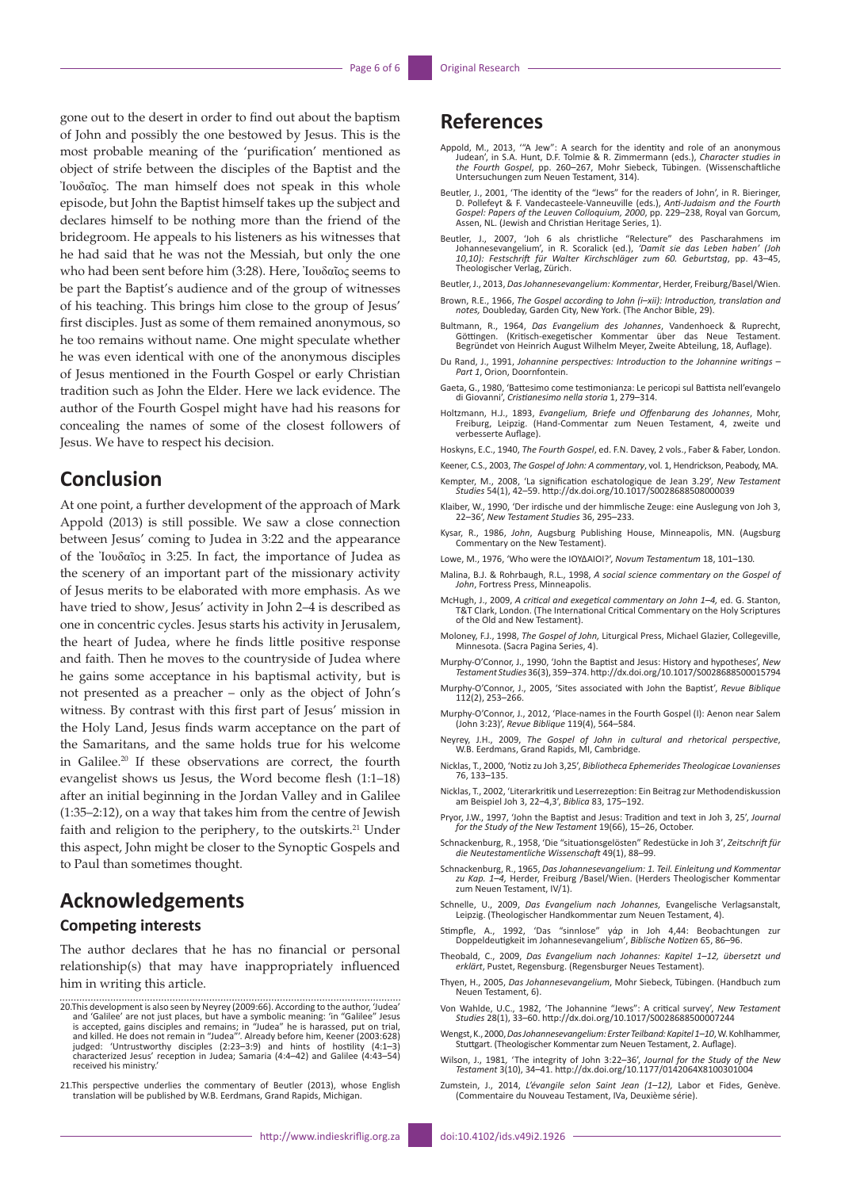gone out to the desert in order to find out about the baptism of John and possibly the one bestowed by Jesus. This is the most probable meaning of the 'purification' mentioned as object of strife between the disciples of the Baptist and the Ἰουδαῖος. The man himself does not speak in this whole episode, but John the Baptist himself takes up the subject and declares himself to be nothing more than the friend of the bridegroom. He appeals to his listeners as his witnesses that he had said that he was not the Messiah, but only the one who had been sent before him (3:28). Here, Ἰουδαῖος seems to be part the Baptist's audience and of the group of witnesses of his teaching. This brings him close to the group of Jesus' first disciples. Just as some of them remained anonymous, so he too remains without name. One might speculate whether he was even identical with one of the anonymous disciples of Jesus mentioned in the Fourth Gospel or early Christian tradition such as John the Elder. Here we lack evidence. The author of the Fourth Gospel might have had his reasons for concealing the names of some of the closest followers of Jesus. We have to respect his decision.

## Conclusion

At one point, a further development of the approach of Mark Appold (2013) is still possible. We saw a close connection between Jesus' coming to Judea in 3:22 and the appearance of the Ἰουδαῖος in 3:25. In fact, the importance of Judea as the scenery of an important part of the missionary activity of Jesus merits to be elaborated with more emphasis. As we have tried to show, Jesus' activity in John 2–4 is described as one in concentric cycles. Jesus starts his activity in Jerusalem, the heart of Judea, where he finds little positive response and faith. Then he moves to the countryside of Judea where he gains some acceptance in his baptismal activity, but is not presented as a preacher – only as the object of John's witness. By contrast with this first part of Jesus' mission in the Holy Land, Jesus finds warm acceptance on the part of the Samaritans, and the same holds true for his welcome in Galilee.[20] If these observations are correct, the fourth evangelist shows us Jesus, the Word become flesh (1:1–18) after an initial beginning in the Jordan Valley and in Galilee (1:35–2:12), on a way that takes him from the centre of Jewish faith and religion to the periphery, to the outskirts.[21] Under this aspect, John might be closer to the Synoptic Gospels and to Paul than sometimes thought.

## Acknowledgements

### Competing interests

The author declares that he has no financial or personal relationship(s) that may have inappropriately influenced him in writing this article.

20.This development is also seen by Neyrey (2009:66). According to the author, 'Judea' and 'Galilee' are not just places, but have a symbolic meaning: 'in "Galilee" Jesus is accepted, gains disciples and remains; in "Judea" he is harassed, put on trial, and killed. He does not remain in "Judea"'. Already before him, Keener (2003:628) judged: 'Untrustworthy disciples (2:23–3:9) and hints of hostility (4:1–3) characterized Jesus' reception in Judea; Samaria (4:4–42) and Galilee (4:43–54) received his ministry.'

21.This perspective underlies the commentary of Beutler (2013), whose English translation will be published by W.B. Eerdmans, Grand Rapids, Michigan.

## References

Appold, M., 2013, '"A Jew": A search for the identity and role of an anonymous Judean', in S.A. Hunt, D.F. Tolmie & R. Zimmermann (eds.), *Character studies in the Fourth Gospel*, pp. 260–267, Mohr Siebeck, Tübingen. (Wissenschaftliche Untersuchungen zum Neuen Testament, 314).

Beutler, J., 2001, 'The identity of the "Jews" for the readers of John', in R. Bieringer, D. Pollefeyt & F. Vandecasteele-Vanneuville (eds.), *Anti-Judaism and the Fourth Gospel: Papers of the Leuven Colloquium, 2000*, pp. 229–238, Royal van Gorcum, Assen, NL. (Jewish and Christian Heritage Series, 1).

Beutler, J., 2007, 'Joh 6 als christliche "Relecture" des Pascharahmens im Johannesevangelium', in R. Scoralick (ed.), *'Damit sie das Leben haben' (Joh 10,10): Festschrift für Walter Kirchschläger zum 60. Geburtstag*, pp. 43–45, Theologischer Verlag, Zürich.

Beutler, J., 2013, *Das Johannesevangelium: Kommentar*, Herder, Freiburg/Basel/Wien.

Brown, R.E., 1966, *The Gospel according to John (i–xii): Introduction, translation and notes,* Doubleday, Garden City, New York. (The Anchor Bible, 29).

Bultmann, R., 1964, *Das Evangelium des Johannes*, Vandenhoeck & Ruprecht, Göttingen. (Kritisch-exegetischer Kommentar über das Neue Testament. Begründet von Heinrich August Wilhelm Meyer, Zweite Abteilung, 18, Auflage).

Du Rand, J., 1991, *Johannine perspectives: Introduction to the Johannine writings – Part 1*, Orion, Doornfontein.

Gaeta, G., 1980, 'Battesimo come testimonianza: Le pericopi sul Battista nell'evangelo di Giovanni', *Cristianesimo nella storia* 1, 279–314.

Holtzmann, H.J., 1893, *Evangelium, Briefe und Offenbarung des Johannes*, Mohr, Freiburg, Leipzig. (Hand-Commentar zum Neuen Testament, 4, zweite und verbesserte Auflage).

Hoskyns, E.C., 1940, *The Fourth Gospel*, ed. F.N. Davey, 2 vols., Faber & Faber, London.

Keener, C.S., 2003, *The Gospel of John: A commentary*, vol. 1, Hendrickson, Peabody, MA.

Kempter, M., 2008, 'La signification eschatologique de Jean 3.29', *New Testament Studies* 54(1), 42–59. http://dx.doi.org/10.1017/S0028688508000039

Klaiber, W., 1990, 'Der irdische und der himmlische Zeuge: eine Auslegung von Joh 3, 22–36', *New Testament Studies* 36, 295–233.

Kysar, R., 1986, *John*, Augsburg Publishing House, Minneapolis, MN. (Augsburg Commentary on the New Testament).

Lowe, M., 1976, 'Who were the ΙΟΥΔΑΙΟΙ?', *Novum Testamentum* 18, 101–130.

Malina, B.J. & Rohrbaugh, R.L., 1998, *A social science commentary on the Gospel of John*, Fortress Press, Minneapolis.

McHugh, J., 2009, *A critical and exegetical commentary on John 1–4,* ed. G. Stanton, T&T Clark, London. (The International Critical Commentary on the Holy Scriptures of the Old and New Testament).

Moloney, F.J., 1998, *The Gospel of John,* Liturgical Press, Michael Glazier, Collegeville, Minnesota. (Sacra Pagina Series, 4).

Murphy-O'Connor, J., 1990, 'John the Baptist and Jesus: History and hypotheses', *New Testament Studies* 36(3), 359–374. http://dx.doi.org/10.1017/S0028688500015794

Murphy-O'Connor, J., 2005, 'Sites associated with John the Baptist', *Revue Biblique* 112(2), 253–266.

Murphy-O'Connor, J., 2012, 'Place-names in the Fourth Gospel (I): Aenon near Salem (John 3:23)', *Revue Biblique* 119(4), 564–584.

Neyrey, J.H., 2009, *The Gospel of John in cultural and rhetorical perspective*, W.B. Eerdmans, Grand Rapids, MI, Cambridge.

Nicklas, T., 2000, 'Notiz zu Joh 3,25', *Bibliotheca Ephemerides Theologicae Lovanienses* 76, 133–135.

Nicklas, T., 2002, 'Literarkritik und Leserrezeption: Ein Beitrag zur Methodendiskussion am Beispiel Joh 3, 22–4,3', *Biblica* 83, 175–192.

Pryor, J.W., 1997, 'John the Baptist and Jesus: Tradition and text in Joh 3, 25', *Journal for the Study of the New Testament* 19(66), 15–26, October.

Schnackenburg, R., 1958, 'Die "situationsgelösten" Redestücke in Joh 3', *Zeitschrift für die Neutestamentliche Wissenschaft* 49(1), 88–99.

Schnackenburg, R., 1965, *Das Johannesevangelium: 1. Teil. Einleitung und Kommentar zu Kap. 1–4,* Herder, Freiburg /Basel/Wien. (Herders Theologischer Kommentar zum Neuen Testament, IV/1).

Schnelle, U., 2009, *Das Evangelium nach Johannes*, Evangelische Verlagsanstalt, Leipzig. (Theologischer Handkommentar zum Neuen Testament, 4).

Stimpfle, A., 1992, 'Das "sinnlose" γάρ in Joh 4,44: Beobachtungen zur Doppeldeutigkeit im Johannesevangelium', *Biblische Notizen* 65, 86–96.

Theobald, C., 2009, *Das Evangelium nach Johannes: Kapitel 1–12, übersetzt und erklärt*, Pustet, Regensburg. (Regensburger Neues Testament).

Thyen, H., 2005, *Das Johannesevangelium*, Mohr Siebeck, Tübingen. (Handbuch zum Neuen Testament, 6).

Von Wahlde, U.C., 1982, 'The Johannine "Jews": A critical survey', *New Testament Studies* 28(1), 33–60. http://dx.doi.org/10.1017/S0028688500007244

Wengst, K., 2000, *Das Johannesevangelium: Erster Teilband: Kapitel 1–10*, W. Kohlhammer, Stuttgart. (Theologischer Kommentar zum Neuen Testament, 2. Auflage).

Wilson, J., 1981, 'The integrity of John 3:22–36', *Journal for the Study of the New Testament* 3(10), 34–41. http://dx.doi.org/10.1177/0142064X8100301004

Zumstein, J., 2014, *L'évangile selon Saint Jean (1–12),* Labor et Fides, Genève. (Commentaire du Nouveau Testament, IVa, Deuxième série).